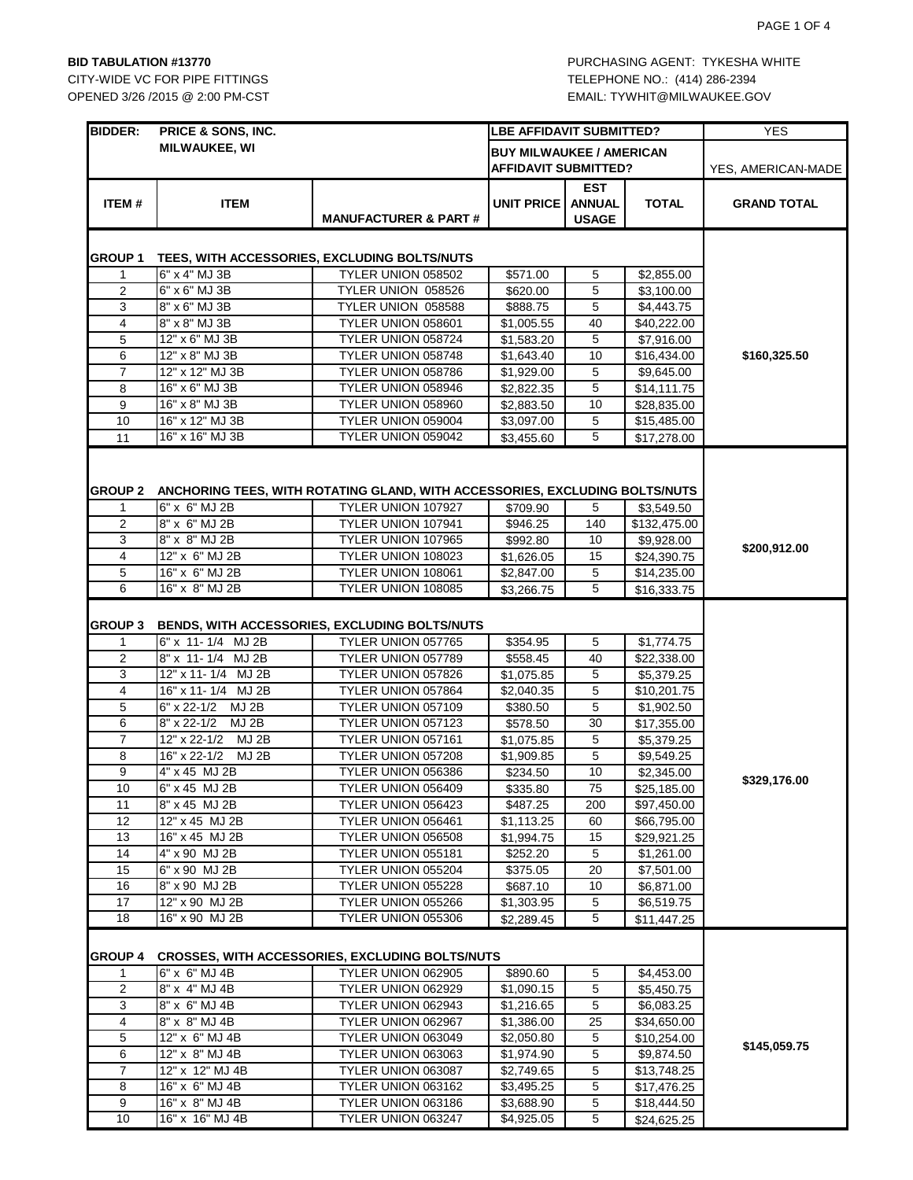**BID TABULATION #13770**
CITY-WIDE VC FOR PIPE FITTINGS
OPENED 3/26 /2015 @ 2:00 PM-CST

PURCHASING AGENT: TYKESHA WHITE
TELEPHONE NO.: (414) 286-2394
EMAIL: TYWHIT@MILWAUKEE.GOV

| BIDDER: | PRICE & SONS, INC. MILWAUKEE, WI | | LBE AFFIDAVIT SUBMITTED? | | | YES |
|---|---|---|---|---|---|---|
| | | | BUY MILWAUKEE / AMERICAN AFFIDAVIT SUBMITTED? | | | YES, AMERICAN-MADE |
| **ITEM #** | **ITEM** | **MANUFACTURER & PART #** | **UNIT PRICE** | **EST ANNUAL USAGE** | **TOTAL** | **GRAND TOTAL** |
| **GROUP 1** | **TEES, WITH ACCESSORIES, EXCLUDING BOLTS/NUTS** | | | | | |
| 1 | 6" x 4" MJ 3B | TYLER UNION 058502 | $571.00 | 5 | $2,855.00 | |
| 2 | 6" x 6" MJ 3B | TYLER UNION 058526 | $620.00 | 5 | $3,100.00 | |
| 3 | 8" x 6" MJ 3B | TYLER UNION 058588 | $888.75 | 5 | $4,443.75 | |
| 4 | 8" x 8" MJ 3B | TYLER UNION 058601 | $1,005.55 | 40 | $40,222.00 | |
| 5 | 12" x 6" MJ 3B | TYLER UNION 058724 | $1,583.20 | 5 | $7,916.00 | |
| 6 | 12" x 8" MJ 3B | TYLER UNION 058748 | $1,643.40 | 10 | $16,434.00 | $160,325.50 |
| 7 | 12" x 12" MJ 3B | TYLER UNION 058786 | $1,929.00 | 5 | $9,645.00 | |
| 8 | 16" x 6" MJ 3B | TYLER UNION 058946 | $2,822.35 | 5 | $14,111.75 | |
| 9 | 16" x 8" MJ 3B | TYLER UNION 058960 | $2,883.50 | 10 | $28,835.00 | |
| 10 | 16" x 12" MJ 3B | TYLER UNION 059004 | $3,097.00 | 5 | $15,485.00 | |
| 11 | 16" x 16" MJ 3B | TYLER UNION 059042 | $3,455.60 | 5 | $17,278.00 | |
| **GROUP 2** | **ANCHORING TEES, WITH ROTATING GLAND, WITH ACCESSORIES, EXCLUDING BOLTS/NUTS** | | | | | |
| 1 | 6" x 6" MJ 2B | TYLER UNION 107927 | $709.90 | 5 | $3,549.50 | |
| 2 | 8" x 6" MJ 2B | TYLER UNION 107941 | $946.25 | 140 | $132,475.00 | |
| 3 | 8" x 8" MJ 2B | TYLER UNION 107965 | $992.80 | 10 | $9,928.00 | $200,912.00 |
| 4 | 12" x 6" MJ 2B | TYLER UNION 108023 | $1,626.05 | 15 | $24,390.75 | |
| 5 | 16" x 6" MJ 2B | TYLER UNION 108061 | $2,847.00 | 5 | $14,235.00 | |
| 6 | 16" x 8" MJ 2B | TYLER UNION 108085 | $3,266.75 | 5 | $16,333.75 | |
| **GROUP 3** | **BENDS, WITH ACCESSORIES, EXCLUDING BOLTS/NUTS** | | | | | |
| 1 | 6" x 11- 1/4 MJ 2B | TYLER UNION 057765 | $354.95 | 5 | $1,774.75 | |
| 2 | 8" x 11- 1/4 MJ 2B | TYLER UNION 057789 | $558.45 | 40 | $22,338.00 | |
| 3 | 12" x 11- 1/4 MJ 2B | TYLER UNION 057826 | $1,075.85 | 5 | $5,379.25 | |
| 4 | 16" x 11- 1/4 MJ 2B | TYLER UNION 057864 | $2,040.35 | 5 | $10,201.75 | |
| 5 | 6" x 22-1/2 MJ 2B | TYLER UNION 057109 | $380.50 | 5 | $1,902.50 | |
| 6 | 8" x 22-1/2 MJ 2B | TYLER UNION 057123 | $578.50 | 30 | $17,355.00 | |
| 7 | 12" x 22-1/2 MJ 2B | TYLER UNION 057161 | $1,075.85 | 5 | $5,379.25 | |
| 8 | 16" x 22-1/2 MJ 2B | TYLER UNION 057208 | $1,909.85 | 5 | $9,549.25 | |
| 9 | 4" x 45 MJ 2B | TYLER UNION 056386 | $234.50 | 10 | $2,345.00 | $329,176.00 |
| 10 | 6" x 45 MJ 2B | TYLER UNION 056409 | $335.80 | 75 | $25,185.00 | |
| 11 | 8" x 45 MJ 2B | TYLER UNION 056423 | $487.25 | 200 | $97,450.00 | |
| 12 | 12" x 45 MJ 2B | TYLER UNION 056461 | $1,113.25 | 60 | $66,795.00 | |
| 13 | 16" x 45 MJ 2B | TYLER UNION 056508 | $1,994.75 | 15 | $29,921.25 | |
| 14 | 4" x 90 MJ 2B | TYLER UNION 055181 | $252.20 | 5 | $1,261.00 | |
| 15 | 6" x 90 MJ 2B | TYLER UNION 055204 | $375.05 | 20 | $7,501.00 | |
| 16 | 8" x 90 MJ 2B | TYLER UNION 055228 | $687.10 | 10 | $6,871.00 | |
| 17 | 12" x 90 MJ 2B | TYLER UNION 055266 | $1,303.95 | 5 | $6,519.75 | |
| 18 | 16" x 90 MJ 2B | TYLER UNION 055306 | $2,289.45 | 5 | $11,447.25 | |
| **GROUP 4** | **CROSSES, WITH ACCESSORIES, EXCLUDING BOLTS/NUTS** | | | | | |
| 1 | 6" x 6" MJ 4B | TYLER UNION 062905 | $890.60 | 5 | $4,453.00 | |
| 2 | 8" x 4" MJ 4B | TYLER UNION 062929 | $1,090.15 | 5 | $5,450.75 | |
| 3 | 8" x 6" MJ 4B | TYLER UNION 062943 | $1,216.65 | 5 | $6,083.25 | |
| 4 | 8" x 8" MJ 4B | TYLER UNION 062967 | $1,386.00 | 25 | $34,650.00 | |
| 5 | 12" x 6" MJ 4B | TYLER UNION 063049 | $2,050.80 | 5 | $10,254.00 | $145,059.75 |
| 6 | 12" x 8" MJ 4B | TYLER UNION 063063 | $1,974.90 | 5 | $9,874.50 | |
| 7 | 12" x 12" MJ 4B | TYLER UNION 063087 | $2,749.65 | 5 | $13,748.25 | |
| 8 | 16" x 6" MJ 4B | TYLER UNION 063162 | $3,495.25 | 5 | $17,476.25 | |
| 9 | 16" x 8" MJ 4B | TYLER UNION 063186 | $3,688.90 | 5 | $18,444.50 | |
| 10 | 16" x 16" MJ 4B | TYLER UNION 063247 | $4,925.05 | 5 | $24,625.25 | |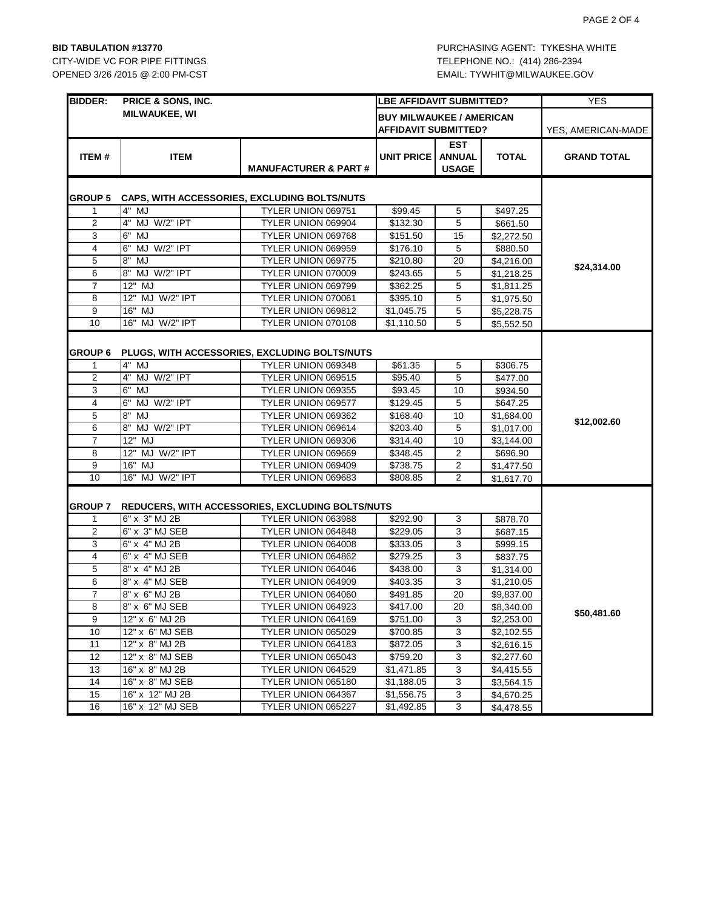**BID TABULATION #13770**
CITY-WIDE VC FOR PIPE FITTINGS
OPENED 3/26 /2015 @ 2:00 PM-CST

PURCHASING AGENT: TYKESHA WHITE
TELEPHONE NO.: (414) 286-2394
EMAIL: TYWHIT@MILWAUKEE.GOV

| **BIDDER:** | **PRICE & SONS, INC. MILWAUKEE, WI** | | **LBE AFFIDAVIT SUBMITTED?** | | | YES |
|---|---|---|---|---|---|---|
| | | | **BUY MILWAUKEE / AMERICAN AFFIDAVIT SUBMITTED?** | | | YES, AMERICAN-MADE |
| **ITEM #** | **ITEM** | **MANUFACTURER & PART #** | **UNIT PRICE** | **EST ANNUAL USAGE** | **TOTAL** | **GRAND TOTAL** |
| **GROUP 5** | **CAPS, WITH ACCESSORIES, EXCLUDING BOLTS/NUTS** | | | | | |
| 1 | 4" MJ | TYLER UNION 069751 | $99.45 | 5 | $497.25 | $24,314.00 |
| 2 | 4" MJ W/2" IPT | TYLER UNION 069904 | $132.30 | 5 | $661.50 | |
| 3 | 6" MJ | TYLER UNION 069768 | $151.50 | 15 | $2,272.50 | |
| 4 | 6" MJ W/2" IPT | TYLER UNION 069959 | $176.10 | 5 | $880.50 | |
| 5 | 8" MJ | TYLER UNION 069775 | $210.80 | 20 | $4,216.00 | |
| 6 | 8" MJ W/2" IPT | TYLER UNION 070009 | $243.65 | 5 | $1,218.25 | |
| 7 | 12" MJ | TYLER UNION 069799 | $362.25 | 5 | $1,811.25 | |
| 8 | 12" MJ W/2" IPT | TYLER UNION 070061 | $395.10 | 5 | $1,975.50 | |
| 9 | 16" MJ | TYLER UNION 069812 | $1,045.75 | 5 | $5,228.75 | |
| 10 | 16" MJ W/2" IPT | TYLER UNION 070108 | $1,110.50 | 5 | $5,552.50 | |
| **GROUP 6** | **PLUGS, WITH ACCESSORIES, EXCLUDING BOLTS/NUTS** | | | | | |
| 1 | 4" MJ | TYLER UNION 069348 | $61.35 | 5 | $306.75 | $12,002.60 |
| 2 | 4" MJ W/2" IPT | TYLER UNION 069515 | $95.40 | 5 | $477.00 | |
| 3 | 6" MJ | TYLER UNION 069355 | $93.45 | 10 | $934.50 | |
| 4 | 6" MJ W/2" IPT | TYLER UNION 069577 | $129.45 | 5 | $647.25 | |
| 5 | 8" MJ | TYLER UNION 069362 | $168.40 | 10 | $1,684.00 | |
| 6 | 8" MJ W/2" IPT | TYLER UNION 069614 | $203.40 | 5 | $1,017.00 | |
| 7 | 12" MJ | TYLER UNION 069306 | $314.40 | 10 | $3,144.00 | |
| 8 | 12" MJ W/2" IPT | TYLER UNION 069669 | $348.45 | 2 | $696.90 | |
| 9 | 16" MJ | TYLER UNION 069409 | $738.75 | 2 | $1,477.50 | |
| 10 | 16" MJ W/2" IPT | TYLER UNION 069683 | $808.85 | 2 | $1,617.70 | |
| **GROUP 7** | **REDUCERS, WITH ACCESSORIES, EXCLUDING BOLTS/NUTS** | | | | | |
| 1 | 6" x 3" MJ 2B | TYLER UNION 063988 | $292.90 | 3 | $878.70 | $50,481.60 |
| 2 | 6" x 3" MJ SEB | TYLER UNION 064848 | $229.05 | 3 | $687.15 | |
| 3 | 6" x 4" MJ 2B | TYLER UNION 064008 | $333.05 | 3 | $999.15 | |
| 4 | 6" x 4" MJ SEB | TYLER UNION 064862 | $279.25 | 3 | $837.75 | |
| 5 | 8" x 4" MJ 2B | TYLER UNION 064046 | $438.00 | 3 | $1,314.00 | |
| 6 | 8" x 4" MJ SEB | TYLER UNION 064909 | $403.35 | 3 | $1,210.05 | |
| 7 | 8" x 6" MJ 2B | TYLER UNION 064060 | $491.85 | 20 | $9,837.00 | |
| 8 | 8" x 6" MJ SEB | TYLER UNION 064923 | $417.00 | 20 | $8,340.00 | |
| 9 | 12" x 6" MJ 2B | TYLER UNION 064169 | $751.00 | 3 | $2,253.00 | |
| 10 | 12" x 6" MJ SEB | TYLER UNION 065029 | $700.85 | 3 | $2,102.55 | |
| 11 | 12" x 8" MJ 2B | TYLER UNION 064183 | $872.05 | 3 | $2,616.15 | |
| 12 | 12" x 8" MJ SEB | TYLER UNION 065043 | $759.20 | 3 | $2,277.60 | |
| 13 | 16" x 8" MJ 2B | TYLER UNION 064529 | $1,471.85 | 3 | $4,415.55 | |
| 14 | 16" x 8" MJ SEB | TYLER UNION 065180 | $1,188.05 | 3 | $3,564.15 | |
| 15 | 16" x 12" MJ 2B | TYLER UNION 064367 | $1,556.75 | 3 | $4,670.25 | |
| 16 | 16" x 12" MJ SEB | TYLER UNION 065227 | $1,492.85 | 3 | $4,478.55 | |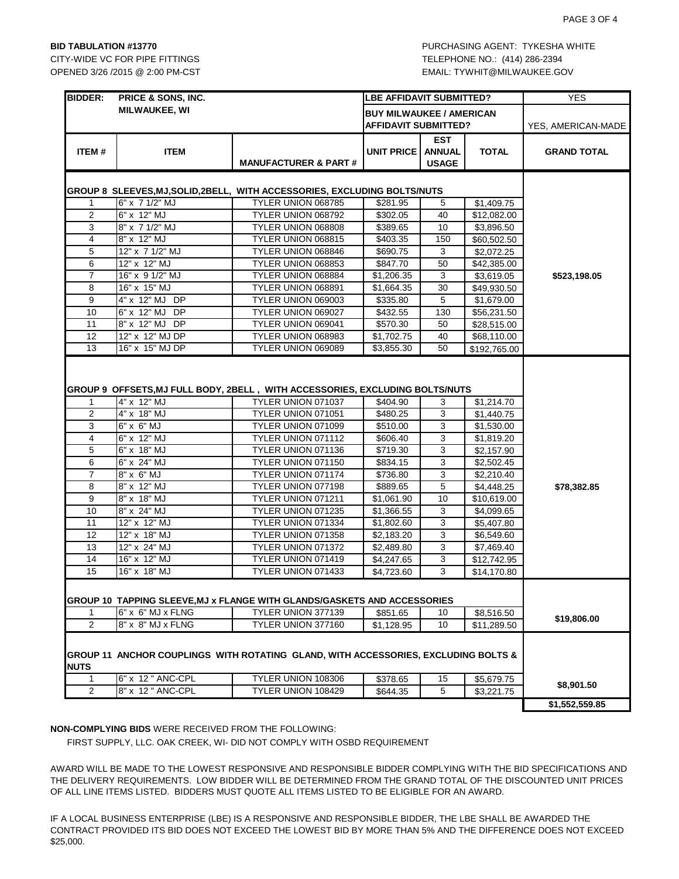**BID TABULATION #13770**
CITY-WIDE VC FOR PIPE FITTINGS
OPENED 3/26 /2015 @ 2:00 PM-CST

PURCHASING AGENT: TYKESHA WHITE
TELEPHONE NO.: (414) 286-2394
EMAIL: TYWHIT@MILWAUKEE.GOV

| BIDDER: | PRICE & SONS, INC. MILWAUKEE, WI | | LBE AFFIDAVIT SUBMITTED? | | | YES |
|---|---|---|---|---|---|---|
| | | | BUY MILWAUKEE / AMERICAN AFFIDAVIT SUBMITTED? | | | YES, AMERICAN-MADE |
| **ITEM #** | **ITEM** | **MANUFACTURER & PART #** | **UNIT PRICE** | **EST ANNUAL USAGE** | **TOTAL** | **GRAND TOTAL** |
| **GROUP 8 SLEEVES,MJ,SOLID,2BELL, WITH ACCESSORIES, EXCLUDING BOLTS/NUTS** | | | | | | |
| 1 | 6" x 7 1/2" MJ | TYLER UNION 068785 | $281.95 | 5 | $1,409.75 | |
| 2 | 6" x 12" MJ | TYLER UNION 068792 | $302.05 | 40 | $12,082.00 | |
| 3 | 8" x 7 1/2" MJ | TYLER UNION 068808 | $389.65 | 10 | $3,896.50 | |
| 4 | 8" x 12" MJ | TYLER UNION 068815 | $403.35 | 150 | $60,502.50 | |
| 5 | 12" x 7 1/2" MJ | TYLER UNION 068846 | $690.75 | 3 | $2,072.25 | |
| 6 | 12" x 12" MJ | TYLER UNION 068853 | $847.70 | 50 | $42,385.00 | |
| 7 | 16" x 9 1/2" MJ | TYLER UNION 068884 | $1,206.35 | 3 | $3,619.05 | $523,198.05 |
| 8 | 16" x 15" MJ | TYLER UNION 068891 | $1,664.35 | 30 | $49,930.50 | |
| 9 | 4" x 12" MJ DP | TYLER UNION 069003 | $335.80 | 5 | $1,679.00 | |
| 10 | 6" x 12" MJ DP | TYLER UNION 069027 | $432.55 | 130 | $56,231.50 | |
| 11 | 8" x 12" MJ DP | TYLER UNION 069041 | $570.30 | 50 | $28,515.00 | |
| 12 | 12" x 12" MJ DP | TYLER UNION 068983 | $1,702.75 | 40 | $68,110.00 | |
| 13 | 16" x 15" MJ DP | TYLER UNION 069089 | $3,855.30 | 50 | $192,765.00 | |
| **GROUP 9 OFFSETS,MJ FULL BODY, 2BELL , WITH ACCESSORIES, EXCLUDING BOLTS/NUTS** | | | | | | |
| 1 | 4" x 12" MJ | TYLER UNION 071037 | $404.90 | 3 | $1,214.70 | |
| 2 | 4" x 18" MJ | TYLER UNION 071051 | $480.25 | 3 | $1,440.75 | |
| 3 | 6" x 6" MJ | TYLER UNION 071099 | $510.00 | 3 | $1,530.00 | |
| 4 | 6" x 12" MJ | TYLER UNION 071112 | $606.40 | 3 | $1,819.20 | |
| 5 | 6" x 18" MJ | TYLER UNION 071136 | $719.30 | 3 | $2,157.90 | |
| 6 | 6" x 24" MJ | TYLER UNION 071150 | $834.15 | 3 | $2,502.45 | |
| 7 | 8" x 6" MJ | TYLER UNION 071174 | $736.80 | 3 | $2,210.40 | |
| 8 | 8" x 12" MJ | TYLER UNION 077198 | $889.65 | 5 | $4,448.25 | $78,382.85 |
| 9 | 8" x 18" MJ | TYLER UNION 071211 | $1,061.90 | 10 | $10,619.00 | |
| 10 | 8" x 24" MJ | TYLER UNION 071235 | $1,366.55 | 3 | $4,099.65 | |
| 11 | 12" x 12" MJ | TYLER UNION 071334 | $1,802.60 | 3 | $5,407.80 | |
| 12 | 12" x 18" MJ | TYLER UNION 071358 | $2,183.20 | 3 | $6,549.60 | |
| 13 | 12" x 24" MJ | TYLER UNION 071372 | $2,489.80 | 3 | $7,469.40 | |
| 14 | 16" x 12" MJ | TYLER UNION 071419 | $4,247.65 | 3 | $12,742.95 | |
| 15 | 16" x 18" MJ | TYLER UNION 071433 | $4,723.60 | 3 | $14,170.80 | |
| **GROUP 10 TAPPING SLEEVE,MJ x FLANGE WITH GLANDS/GASKETS AND ACCESSORIES** | | | | | | |
| 1 | 6" x 6" MJ x FLNG | TYLER UNION 377139 | $851.65 | 10 | $8,516.50 | $19,806.00 |
| 2 | 8" x 8" MJ x FLNG | TYLER UNION 377160 | $1,128.95 | 10 | $11,289.50 | |
| **GROUP 11 ANCHOR COUPLINGS WITH ROTATING GLAND, WITH ACCESSORIES, EXCLUDING BOLTS & NUTS** | | | | | | |
| 1 | 6" x 12 " ANC-CPL | TYLER UNION 108306 | $378.65 | 15 | $5,679.75 | $8,901.50 |
| 2 | 8" x 12 " ANC-CPL | TYLER UNION 108429 | $644.35 | 5 | $3,221.75 | |
| | | | | | | **$1,552,559.85** |

**NON-COMPLYING BIDS** WERE RECEIVED FROM THE FOLLOWING:

FIRST SUPPLY, LLC. OAK CREEK, WI- DID NOT COMPLY WITH OSBD REQUIREMENT

AWARD WILL BE MADE TO THE LOWEST RESPONSIVE AND RESPONSIBLE BIDDER COMPLYING WITH THE BID SPECIFICATIONS AND THE DELIVERY REQUIREMENTS. LOW BIDDER WILL BE DETERMINED FROM THE GRAND TOTAL OF THE DISCOUNTED UNIT PRICES OF ALL LINE ITEMS LISTED. BIDDERS MUST QUOTE ALL ITEMS LISTED TO BE ELIGIBLE FOR AN AWARD.

IF A LOCAL BUSINESS ENTERPRISE (LBE) IS A RESPONSIVE AND RESPONSIBLE BIDDER, THE LBE SHALL BE AWARDED THE CONTRACT PROVIDED ITS BID DOES NOT EXCEED THE LOWEST BID BY MORE THAN 5% AND THE DIFFERENCE DOES NOT EXCEED $25,000.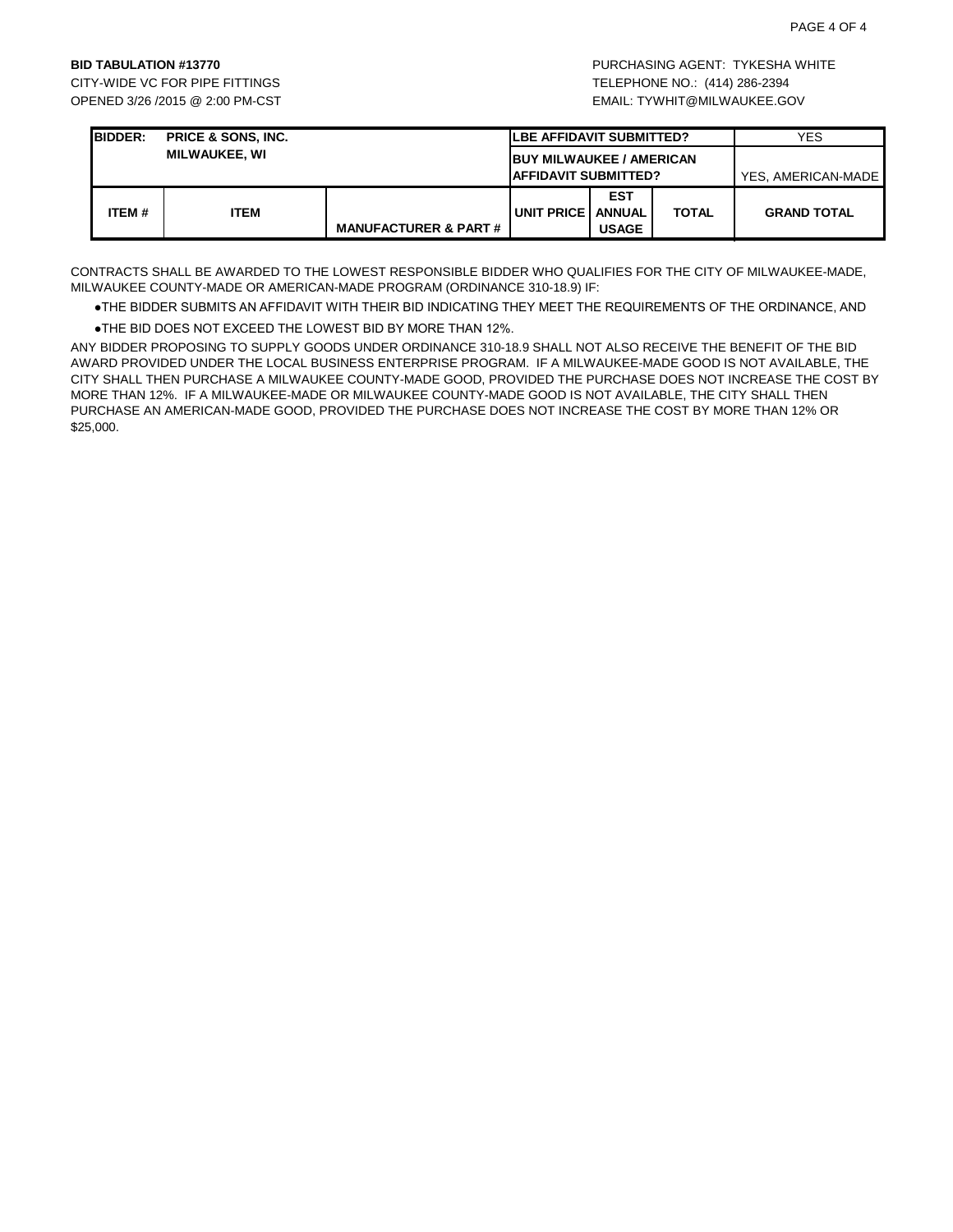**BID TABULATION #13770**
CITY-WIDE VC FOR PIPE FITTINGS
OPENED 3/26 /2015 @ 2:00 PM-CST

PURCHASING AGENT: TYKESHA WHITE
TELEPHONE NO.: (414) 286-2394
EMAIL: TYWHIT@MILWAUKEE.GOV

| **BIDDER:** | **PRICE & SONS, INC. MILWAUKEE, WI** | | **LBE AFFIDAVIT SUBMITTED?** | | | YES |
|---|---|---|---|---|---|---|
| | | | **BUY MILWAUKEE / AMERICAN AFFIDAVIT SUBMITTED?** | | | YES, AMERICAN-MADE |
| **ITEM #** | **ITEM** | **MANUFACTURER & PART #** | **UNIT PRICE** | **EST ANNUAL USAGE** | **TOTAL** | **GRAND TOTAL** |

CONTRACTS SHALL BE AWARDED TO THE LOWEST RESPONSIBLE BIDDER WHO QUALIFIES FOR THE CITY OF MILWAUKEE-MADE, MILWAUKEE COUNTY-MADE OR AMERICAN-MADE PROGRAM (ORDINANCE 310-18.9) IF:

- THE BIDDER SUBMITS AN AFFIDAVIT WITH THEIR BID INDICATING THEY MEET THE REQUIREMENTS OF THE ORDINANCE, AND
- THE BID DOES NOT EXCEED THE LOWEST BID BY MORE THAN 12%.

ANY BIDDER PROPOSING TO SUPPLY GOODS UNDER ORDINANCE 310-18.9 SHALL NOT ALSO RECEIVE THE BENEFIT OF THE BID AWARD PROVIDED UNDER THE LOCAL BUSINESS ENTERPRISE PROGRAM. IF A MILWAUKEE-MADE GOOD IS NOT AVAILABLE, THE CITY SHALL THEN PURCHASE A MILWAUKEE COUNTY-MADE GOOD, PROVIDED THE PURCHASE DOES NOT INCREASE THE COST BY MORE THAN 12%. IF A MILWAUKEE-MADE OR MILWAUKEE COUNTY-MADE GOOD IS NOT AVAILABLE, THE CITY SHALL THEN PURCHASE AN AMERICAN-MADE GOOD, PROVIDED THE PURCHASE DOES NOT INCREASE THE COST BY MORE THAN 12% OR $25,000.